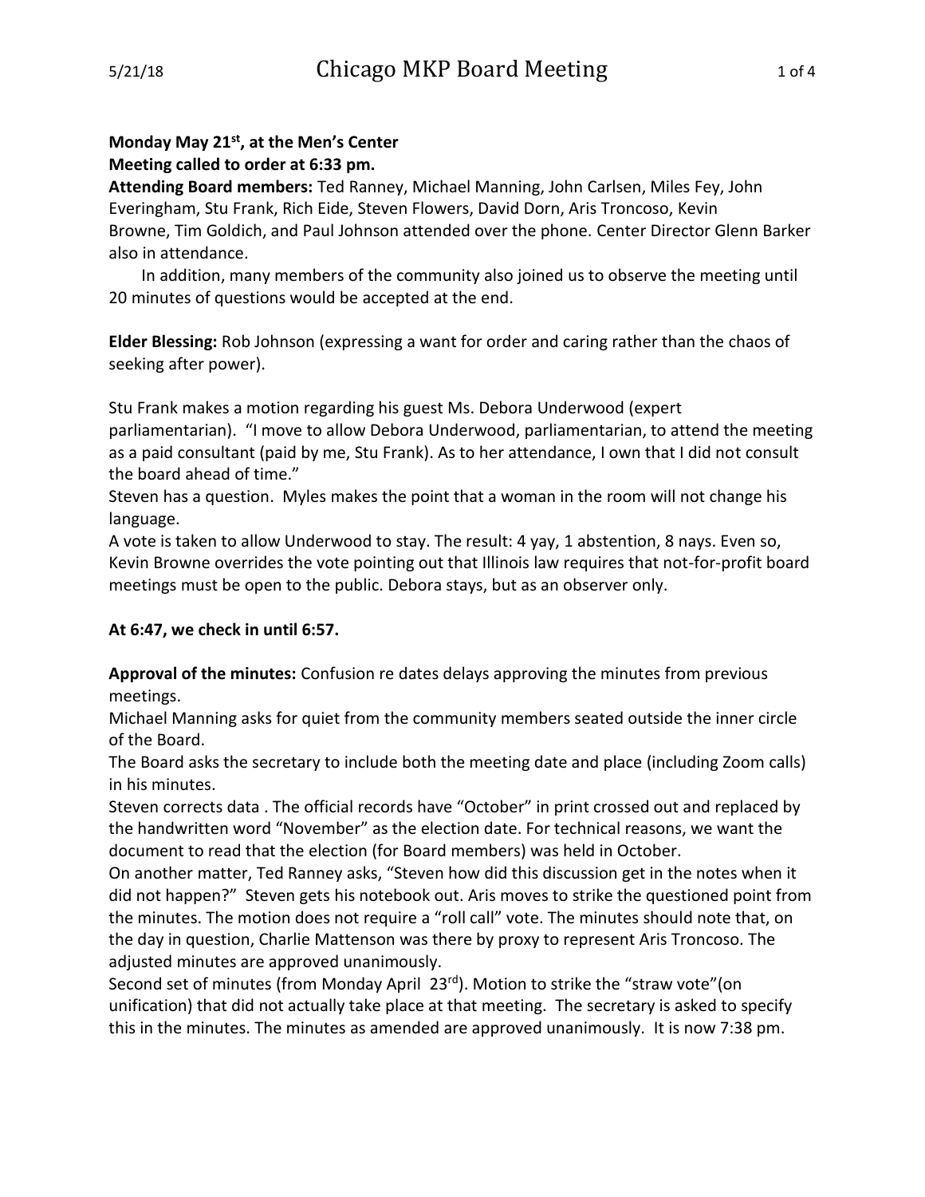**Monday May 21st, at the Men's Center**

**Meeting called to order at 6:33 pm.**

**Attending Board members:** Ted Ranney, Michael Manning, John Carlsen, Miles Fey, John Everingham, Stu Frank, Rich Eide, Steven Flowers, David Dorn, Aris Troncoso, Kevin Browne, Tim Goldich, and Paul Johnson attended over the phone. Center Director Glenn Barker also in attendance.

In addition, many members of the community also joined us to observe the meeting until 20 minutes of questions would be accepted at the end.

**Elder Blessing:** Rob Johnson (expressing a want for order and caring rather than the chaos of seeking after power).

Stu Frank makes a motion regarding his guest Ms. Debora Underwood (expert parliamentarian). "I move to allow Debora Underwood, parliamentarian, to attend the meeting as a paid consultant (paid by me, Stu Frank). As to her attendance, I own that I did not consult the board ahead of time."

Steven has a question. Myles makes the point that a woman in the room will not change his language.

A vote is taken to allow Underwood to stay. The result: 4 yay, 1 abstention, 8 nays. Even so, Kevin Browne overrides the vote pointing out that Illinois law requires that not-for-profit board meetings must be open to the public. Debora stays, but as an observer only.

**At 6:47, we check in until 6:57.**

**Approval of the minutes:** Confusion re dates delays approving the minutes from previous meetings.

Michael Manning asks for quiet from the community members seated outside the inner circle of the Board.

The Board asks the secretary to include both the meeting date and place (including Zoom calls) in his minutes.

Steven corrects data . The official records have "October" in print crossed out and replaced by the handwritten word "November" as the election date. For technical reasons, we want the document to read that the election (for Board members) was held in October.

On another matter, Ted Ranney asks, "Steven how did this discussion get in the notes when it did not happen?" Steven gets his notebook out. Aris moves to strike the questioned point from the minutes. The motion does not require a "roll call" vote. The minutes should note that, on the day in question, Charlie Mattenson was there by proxy to represent Aris Troncoso. The adjusted minutes are approved unanimously.

Second set of minutes (from Monday April 23rd). Motion to strike the "straw vote"(on unification) that did not actually take place at that meeting. The secretary is asked to specify this in the minutes. The minutes as amended are approved unanimously. It is now 7:38 pm.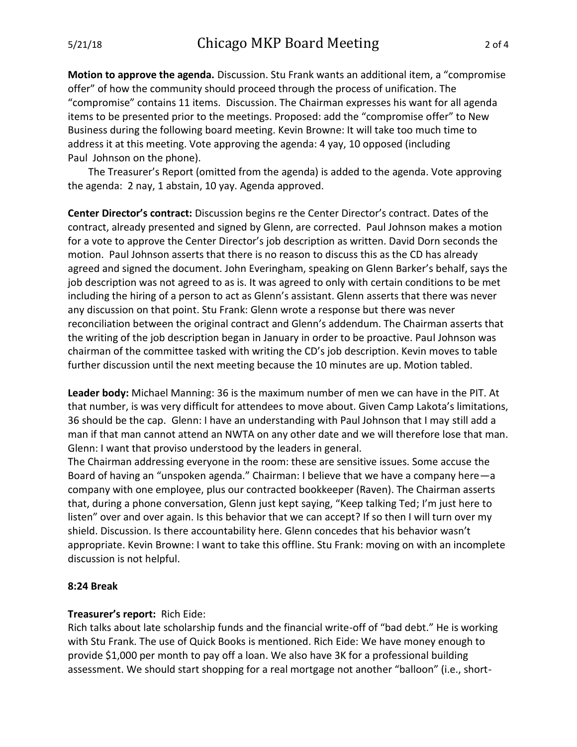**Motion to approve the agenda.** Discussion. Stu Frank wants an additional item, a "compromise offer" of how the community should proceed through the process of unification. The "compromise" contains 11 items. Discussion. The Chairman expresses his want for all agenda items to be presented prior to the meetings. Proposed: add the "compromise offer" to New Business during the following board meeting. Kevin Browne: It will take too much time to address it at this meeting. Vote approving the agenda: 4 yay, 10 opposed (including Paul Johnson on the phone).

The Treasurer's Report (omitted from the agenda) is added to the agenda. Vote approving the agenda: 2 nay, 1 abstain, 10 yay. Agenda approved.

**Center Director's contract:** Discussion begins re the Center Director's contract. Dates of the contract, already presented and signed by Glenn, are corrected. Paul Johnson makes a motion for a vote to approve the Center Director's job description as written. David Dorn seconds the motion. Paul Johnson asserts that there is no reason to discuss this as the CD has already agreed and signed the document. John Everingham, speaking on Glenn Barker's behalf, says the job description was not agreed to as is. It was agreed to only with certain conditions to be met including the hiring of a person to act as Glenn's assistant. Glenn asserts that there was never any discussion on that point. Stu Frank: Glenn wrote a response but there was never reconciliation between the original contract and Glenn's addendum. The Chairman asserts that the writing of the job description began in January in order to be proactive. Paul Johnson was chairman of the committee tasked with writing the CD's job description. Kevin moves to table further discussion until the next meeting because the 10 minutes are up. Motion tabled.

**Leader body:** Michael Manning: 36 is the maximum number of men we can have in the PIT. At that number, is was very difficult for attendees to move about. Given Camp Lakota's limitations, 36 should be the cap. Glenn: I have an understanding with Paul Johnson that I may still add a man if that man cannot attend an NWTA on any other date and we will therefore lose that man. Glenn: I want that proviso understood by the leaders in general.
The Chairman addressing everyone in the room: these are sensitive issues. Some accuse the Board of having an "unspoken agenda." Chairman: I believe that we have a company here—a company with one employee, plus our contracted bookkeeper (Raven). The Chairman asserts that, during a phone conversation, Glenn just kept saying, "Keep talking Ted; I'm just here to listen" over and over again. Is this behavior that we can accept? If so then I will turn over my shield. Discussion. Is there accountability here. Glenn concedes that his behavior wasn't appropriate. Kevin Browne: I want to take this offline. Stu Frank: moving on with an incomplete discussion is not helpful.

**8:24 Break**

**Treasurer's report:** Rich Eide:
Rich talks about late scholarship funds and the financial write-off of "bad debt." He is working with Stu Frank. The use of Quick Books is mentioned. Rich Eide: We have money enough to provide $1,000 per month to pay off a loan. We also have 3K for a professional building assessment. We should start shopping for a real mortgage not another "balloon" (i.e., short-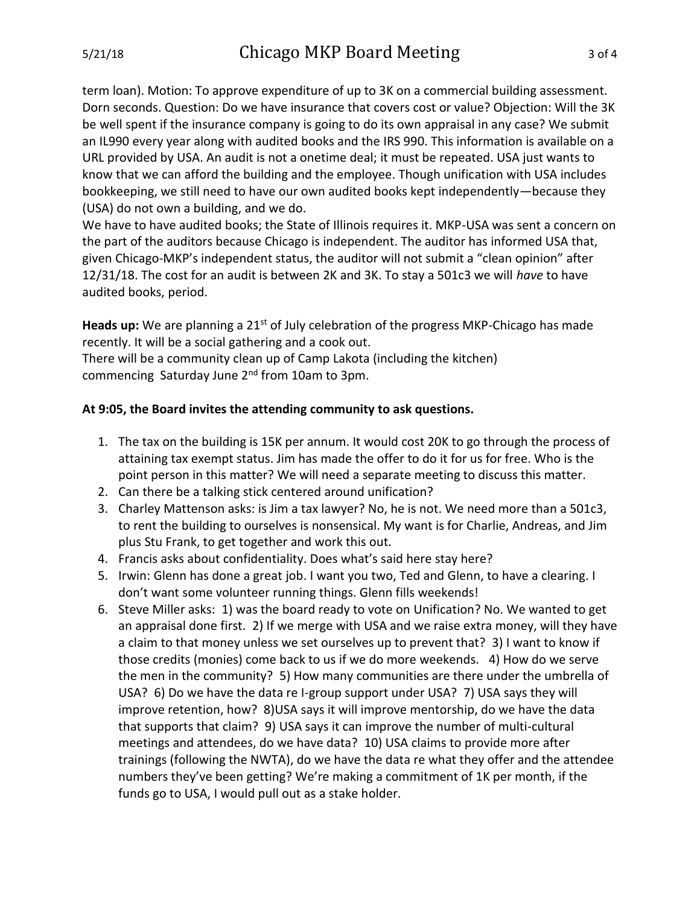term loan). Motion: To approve expenditure of up to 3K on a commercial building assessment. Dorn seconds. Question: Do we have insurance that covers cost or value? Objection: Will the 3K be well spent if the insurance company is going to do its own appraisal in any case? We submit an IL990 every year along with audited books and the IRS 990. This information is available on a URL provided by USA. An audit is not a onetime deal; it must be repeated. USA just wants to know that we can afford the building and the employee. Though unification with USA includes bookkeeping, we still need to have our own audited books kept independently—because they (USA) do not own a building, and we do.

We have to have audited books; the State of Illinois requires it. MKP-USA was sent a concern on the part of the auditors because Chicago is independent. The auditor has informed USA that, given Chicago-MKP's independent status, the auditor will not submit a "clean opinion" after 12/31/18. The cost for an audit is between 2K and 3K. To stay a 501c3 we will *have* to have audited books, period.

**Heads up:** We are planning a 21st of July celebration of the progress MKP-Chicago has made recently. It will be a social gathering and a cook out.
There will be a community clean up of Camp Lakota (including the kitchen) commencing Saturday June 2nd from 10am to 3pm.

**At 9:05, the Board invites the attending community to ask questions.**

1. The tax on the building is 15K per annum. It would cost 20K to go through the process of attaining tax exempt status. Jim has made the offer to do it for us for free. Who is the point person in this matter? We will need a separate meeting to discuss this matter.
2. Can there be a talking stick centered around unification?
3. Charley Mattenson asks: is Jim a tax lawyer? No, he is not. We need more than a 501c3, to rent the building to ourselves is nonsensical. My want is for Charlie, Andreas, and Jim plus Stu Frank, to get together and work this out.
4. Francis asks about confidentiality. Does what's said here stay here?
5. Irwin: Glenn has done a great job. I want you two, Ted and Glenn, to have a clearing. I don't want some volunteer running things. Glenn fills weekends!
6. Steve Miller asks: 1) was the board ready to vote on Unification? No. We wanted to get an appraisal done first. 2) If we merge with USA and we raise extra money, will they have a claim to that money unless we set ourselves up to prevent that? 3) I want to know if those credits (monies) come back to us if we do more weekends. 4) How do we serve the men in the community? 5) How many communities are there under the umbrella of USA? 6) Do we have the data re I-group support under USA? 7) USA says they will improve retention, how? 8)USA says it will improve mentorship, do we have the data that supports that claim? 9) USA says it can improve the number of multi-cultural meetings and attendees, do we have data? 10) USA claims to provide more after trainings (following the NWTA), do we have the data re what they offer and the attendee numbers they've been getting? We're making a commitment of 1K per month, if the funds go to USA, I would pull out as a stake holder.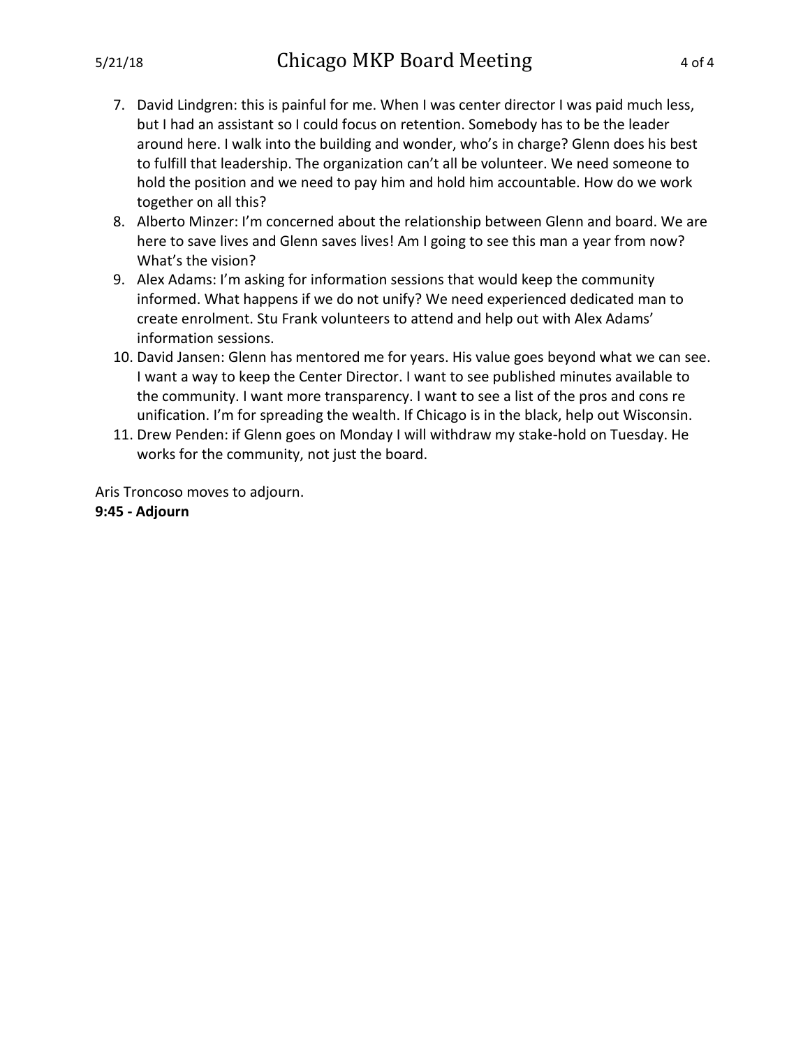7. David Lindgren: this is painful for me. When I was center director I was paid much less, but I had an assistant so I could focus on retention. Somebody has to be the leader around here. I walk into the building and wonder, who's in charge? Glenn does his best to fulfill that leadership. The organization can't all be volunteer. We need someone to hold the position and we need to pay him and hold him accountable. How do we work together on all this?
8. Alberto Minzer: I'm concerned about the relationship between Glenn and board. We are here to save lives and Glenn saves lives! Am I going to see this man a year from now? What's the vision?
9. Alex Adams: I'm asking for information sessions that would keep the community informed. What happens if we do not unify? We need experienced dedicated man to create enrolment. Stu Frank volunteers to attend and help out with Alex Adams' information sessions.
10. David Jansen: Glenn has mentored me for years. His value goes beyond what we can see. I want a way to keep the Center Director. I want to see published minutes available to the community. I want more transparency. I want to see a list of the pros and cons re unification. I'm for spreading the wealth. If Chicago is in the black, help out Wisconsin.
11. Drew Penden: if Glenn goes on Monday I will withdraw my stake-hold on Tuesday. He works for the community, not just the board.

Aris Troncoso moves to adjourn.

**9:45 - Adjourn**